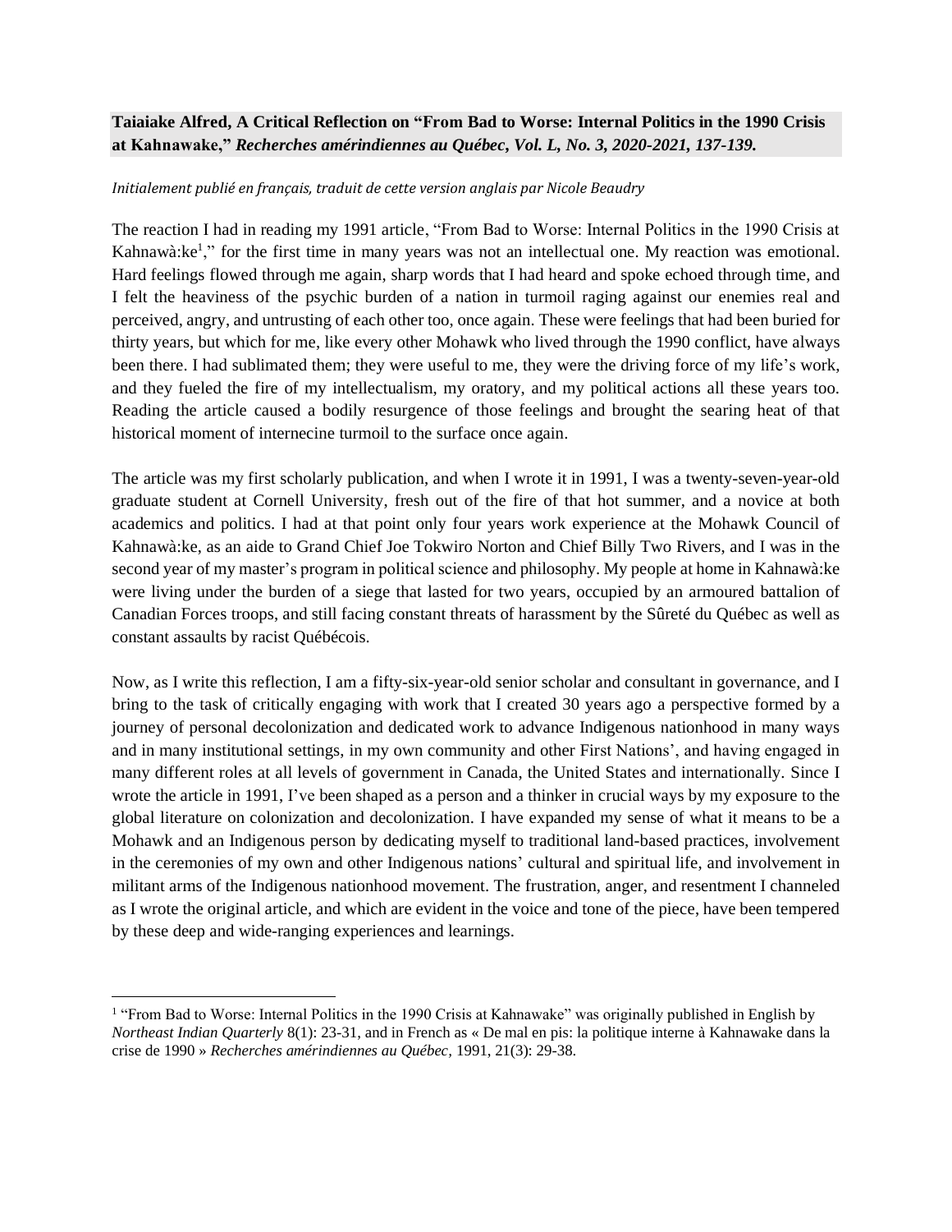**Taiaiake Alfred, A Critical Reflection on "From Bad to Worse: Internal Politics in the 1990 Crisis at Kahnawake," *Recherches amérindiennes au Québec, Vol. L, No. 3, 2020-2021, 137-139.***

*Initialement publié en français, traduit de cette version anglais par Nicole Beaudry*

The reaction I had in reading my 1991 article, "From Bad to Worse: Internal Politics in the 1990 Crisis at Kahnawà:ke[1]," for the first time in many years was not an intellectual one. My reaction was emotional. Hard feelings flowed through me again, sharp words that I had heard and spoke echoed through time, and I felt the heaviness of the psychic burden of a nation in turmoil raging against our enemies real and perceived, angry, and untrusting of each other too, once again. These were feelings that had been buried for thirty years, but which for me, like every other Mohawk who lived through the 1990 conflict, have always been there. I had sublimated them; they were useful to me, they were the driving force of my life's work, and they fueled the fire of my intellectualism, my oratory, and my political actions all these years too. Reading the article caused a bodily resurgence of those feelings and brought the searing heat of that historical moment of internecine turmoil to the surface once again.

The article was my first scholarly publication, and when I wrote it in 1991, I was a twenty-seven-year-old graduate student at Cornell University, fresh out of the fire of that hot summer, and a novice at both academics and politics. I had at that point only four years work experience at the Mohawk Council of Kahnawà:ke, as an aide to Grand Chief Joe Tokwiro Norton and Chief Billy Two Rivers, and I was in the second year of my master's program in political science and philosophy. My people at home in Kahnawà:ke were living under the burden of a siege that lasted for two years, occupied by an armoured battalion of Canadian Forces troops, and still facing constant threats of harassment by the Sûreté du Québec as well as constant assaults by racist Québécois.

Now, as I write this reflection, I am a fifty-six-year-old senior scholar and consultant in governance, and I bring to the task of critically engaging with work that I created 30 years ago a perspective formed by a journey of personal decolonization and dedicated work to advance Indigenous nationhood in many ways and in many institutional settings, in my own community and other First Nations', and having engaged in many different roles at all levels of government in Canada, the United States and internationally. Since I wrote the article in 1991, I've been shaped as a person and a thinker in crucial ways by my exposure to the global literature on colonization and decolonization. I have expanded my sense of what it means to be a Mohawk and an Indigenous person by dedicating myself to traditional land-based practices, involvement in the ceremonies of my own and other Indigenous nations' cultural and spiritual life, and involvement in militant arms of the Indigenous nationhood movement. The frustration, anger, and resentment I channeled as I wrote the original article, and which are evident in the voice and tone of the piece, have been tempered by these deep and wide-ranging experiences and learnings.

[1] "From Bad to Worse: Internal Politics in the 1990 Crisis at Kahnawake" was originally published in English by *Northeast Indian Quarterly* 8(1): 23-31, and in French as « De mal en pis: la politique interne à Kahnawake dans la crise de 1990 » *Recherches amérindiennes au Québec,* 1991, 21(3): 29-38.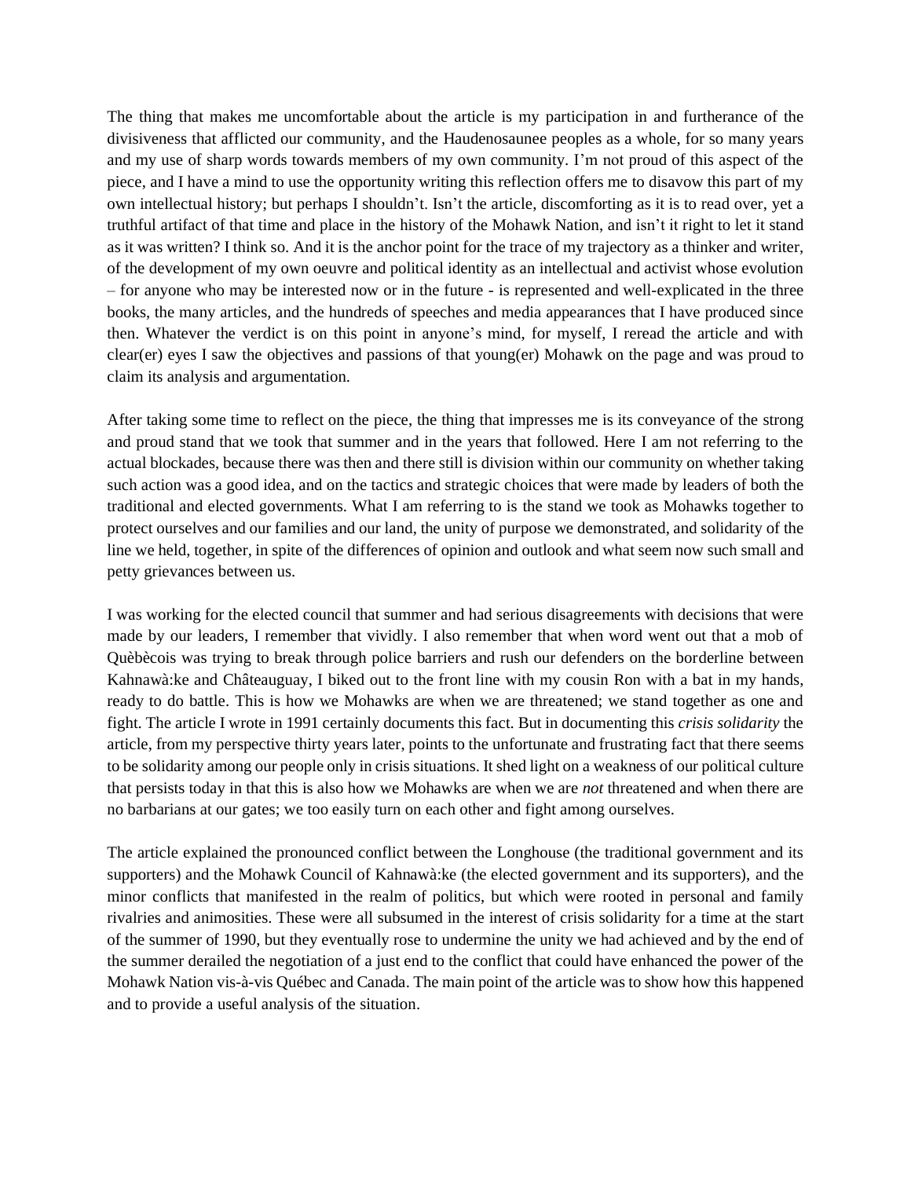The thing that makes me uncomfortable about the article is my participation in and furtherance of the divisiveness that afflicted our community, and the Haudenosaunee peoples as a whole, for so many years and my use of sharp words towards members of my own community. I'm not proud of this aspect of the piece, and I have a mind to use the opportunity writing this reflection offers me to disavow this part of my own intellectual history; but perhaps I shouldn't. Isn't the article, discomforting as it is to read over, yet a truthful artifact of that time and place in the history of the Mohawk Nation, and isn't it right to let it stand as it was written? I think so. And it is the anchor point for the trace of my trajectory as a thinker and writer, of the development of my own oeuvre and political identity as an intellectual and activist whose evolution – for anyone who may be interested now or in the future - is represented and well-explicated in the three books, the many articles, and the hundreds of speeches and media appearances that I have produced since then. Whatever the verdict is on this point in anyone's mind, for myself, I reread the article and with clear(er) eyes I saw the objectives and passions of that young(er) Mohawk on the page and was proud to claim its analysis and argumentation.

After taking some time to reflect on the piece, the thing that impresses me is its conveyance of the strong and proud stand that we took that summer and in the years that followed. Here I am not referring to the actual blockades, because there was then and there still is division within our community on whether taking such action was a good idea, and on the tactics and strategic choices that were made by leaders of both the traditional and elected governments. What I am referring to is the stand we took as Mohawks together to protect ourselves and our families and our land, the unity of purpose we demonstrated, and solidarity of the line we held, together, in spite of the differences of opinion and outlook and what seem now such small and petty grievances between us.

I was working for the elected council that summer and had serious disagreements with decisions that were made by our leaders, I remember that vividly. I also remember that when word went out that a mob of Quèbècois was trying to break through police barriers and rush our defenders on the borderline between Kahnawà:ke and Châteauguay, I biked out to the front line with my cousin Ron with a bat in my hands, ready to do battle. This is how we Mohawks are when we are threatened; we stand together as one and fight. The article I wrote in 1991 certainly documents this fact. But in documenting this *crisis solidarity* the article, from my perspective thirty years later, points to the unfortunate and frustrating fact that there seems to be solidarity among our people only in crisis situations. It shed light on a weakness of our political culture that persists today in that this is also how we Mohawks are when we are *not* threatened and when there are no barbarians at our gates; we too easily turn on each other and fight among ourselves.

The article explained the pronounced conflict between the Longhouse (the traditional government and its supporters) and the Mohawk Council of Kahnawà:ke (the elected government and its supporters), and the minor conflicts that manifested in the realm of politics, but which were rooted in personal and family rivalries and animosities. These were all subsumed in the interest of crisis solidarity for a time at the start of the summer of 1990, but they eventually rose to undermine the unity we had achieved and by the end of the summer derailed the negotiation of a just end to the conflict that could have enhanced the power of the Mohawk Nation vis-à-vis Québec and Canada. The main point of the article was to show how this happened and to provide a useful analysis of the situation.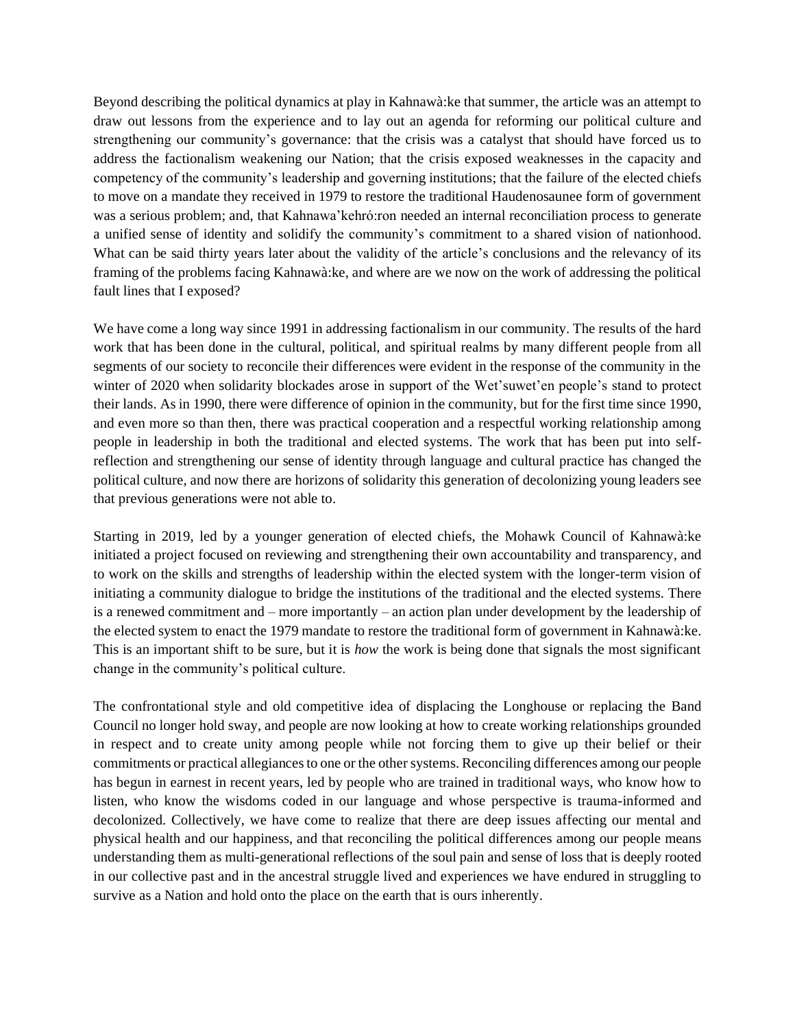Beyond describing the political dynamics at play in Kahnawà:ke that summer, the article was an attempt to draw out lessons from the experience and to lay out an agenda for reforming our political culture and strengthening our community's governance: that the crisis was a catalyst that should have forced us to address the factionalism weakening our Nation; that the crisis exposed weaknesses in the capacity and competency of the community's leadership and governing institutions; that the failure of the elected chiefs to move on a mandate they received in 1979 to restore the traditional Haudenosaunee form of government was a serious problem; and, that Kahnawa'kehró:ron needed an internal reconciliation process to generate a unified sense of identity and solidify the community's commitment to a shared vision of nationhood. What can be said thirty years later about the validity of the article's conclusions and the relevancy of its framing of the problems facing Kahnawà:ke, and where are we now on the work of addressing the political fault lines that I exposed?

We have come a long way since 1991 in addressing factionalism in our community. The results of the hard work that has been done in the cultural, political, and spiritual realms by many different people from all segments of our society to reconcile their differences were evident in the response of the community in the winter of 2020 when solidarity blockades arose in support of the Wet'suwet'en people's stand to protect their lands. As in 1990, there were difference of opinion in the community, but for the first time since 1990, and even more so than then, there was practical cooperation and a respectful working relationship among people in leadership in both the traditional and elected systems. The work that has been put into self-reflection and strengthening our sense of identity through language and cultural practice has changed the political culture, and now there are horizons of solidarity this generation of decolonizing young leaders see that previous generations were not able to.

Starting in 2019, led by a younger generation of elected chiefs, the Mohawk Council of Kahnawà:ke initiated a project focused on reviewing and strengthening their own accountability and transparency, and to work on the skills and strengths of leadership within the elected system with the longer-term vision of initiating a community dialogue to bridge the institutions of the traditional and the elected systems. There is a renewed commitment and – more importantly – an action plan under development by the leadership of the elected system to enact the 1979 mandate to restore the traditional form of government in Kahnawà:ke. This is an important shift to be sure, but it is *how* the work is being done that signals the most significant change in the community's political culture.

The confrontational style and old competitive idea of displacing the Longhouse or replacing the Band Council no longer hold sway, and people are now looking at how to create working relationships grounded in respect and to create unity among people while not forcing them to give up their belief or their commitments or practical allegiances to one or the other systems. Reconciling differences among our people has begun in earnest in recent years, led by people who are trained in traditional ways, who know how to listen, who know the wisdoms coded in our language and whose perspective is trauma-informed and decolonized. Collectively, we have come to realize that there are deep issues affecting our mental and physical health and our happiness, and that reconciling the political differences among our people means understanding them as multi-generational reflections of the soul pain and sense of loss that is deeply rooted in our collective past and in the ancestral struggle lived and experiences we have endured in struggling to survive as a Nation and hold onto the place on the earth that is ours inherently.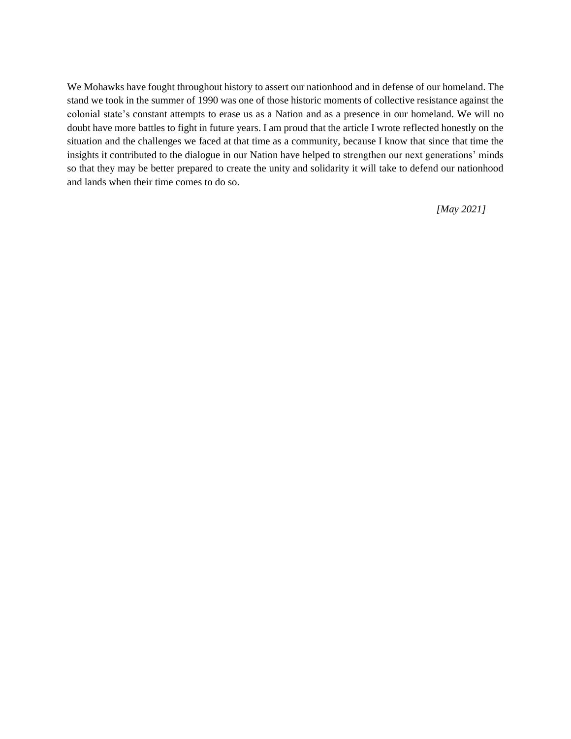We Mohawks have fought throughout history to assert our nationhood and in defense of our homeland. The stand we took in the summer of 1990 was one of those historic moments of collective resistance against the colonial state's constant attempts to erase us as a Nation and as a presence in our homeland. We will no doubt have more battles to fight in future years. I am proud that the article I wrote reflected honestly on the situation and the challenges we faced at that time as a community, because I know that since that time the insights it contributed to the dialogue in our Nation have helped to strengthen our next generations' minds so that they may be better prepared to create the unity and solidarity it will take to defend our nationhood and lands when their time comes to do so.

*[May 2021]*